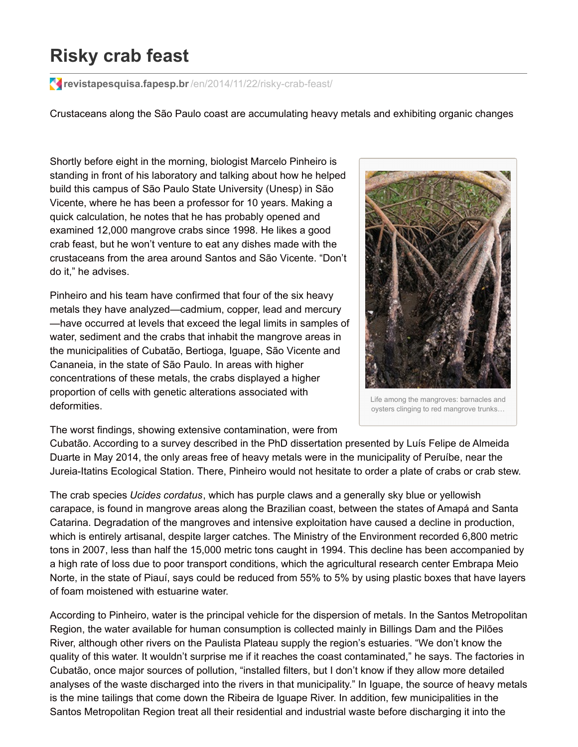# Risky crab feast

revistapesquisa.fapesp.br/en/2014/11/22/risky-crab-feast/

Crustaceans along the São Paulo coast are accumulating heavy metals and exhibiting organic changes

Shortly before eight in the morning, biologist Marcelo Pinheiro is standing in front of his laboratory and talking about how he helped build this campus of São Paulo State University (Unesp) in São Vicente, where he has been a professor for 10 years. Making a quick calculation, he notes that he has probably opened and examined 12,000 mangrove crabs since 1998. He likes a good crab feast, but he won't venture to eat any dishes made with the crustaceans from the area around Santos and São Vicente. "Don't do it," he advises.

Life among the mangroves: barnacles and oysters clinging to red mangrove trunks…

Pinheiro and his team have confirmed that four of the six heavy metals they have analyzed—cadmium, copper, lead and mercury—have occurred at levels that exceed the legal limits in samples of water, sediment and the crabs that inhabit the mangrove areas in the municipalities of Cubatão, Bertioga, Iguape, São Vicente and Cananeia, in the state of São Paulo. In areas with higher concentrations of these metals, the crabs displayed a higher proportion of cells with genetic alterations associated with deformities.

The worst findings, showing extensive contamination, were from Cubatão. According to a survey described in the PhD dissertation presented by Luís Felipe de Almeida Duarte in May 2014, the only areas free of heavy metals were in the municipality of Peruíbe, near the Jureia-Itatins Ecological Station. There, Pinheiro would not hesitate to order a plate of crabs or crab stew.

The crab species *Ucides cordatus*, which has purple claws and a generally sky blue or yellowish carapace, is found in mangrove areas along the Brazilian coast, between the states of Amapá and Santa Catarina. Degradation of the mangroves and intensive exploitation have caused a decline in production, which is entirely artisanal, despite larger catches. The Ministry of the Environment recorded 6,800 metric tons in 2007, less than half the 15,000 metric tons caught in 1994. This decline has been accompanied by a high rate of loss due to poor transport conditions, which the agricultural research center Embrapa Meio Norte, in the state of Piauí, says could be reduced from 55% to 5% by using plastic boxes that have layers of foam moistened with estuarine water.

According to Pinheiro, water is the principal vehicle for the dispersion of metals. In the Santos Metropolitan Region, the water available for human consumption is collected mainly in Billings Dam and the Pilões River, although other rivers on the Paulista Plateau supply the region's estuaries. "We don't know the quality of this water. It wouldn't surprise me if it reaches the coast contaminated," he says. The factories in Cubatão, once major sources of pollution, "installed filters, but I don't know if they allow more detailed analyses of the waste discharged into the rivers in that municipality." In Iguape, the source of heavy metals is the mine tailings that come down the Ribeira de Iguape River. In addition, few municipalities in the Santos Metropolitan Region treat all their residential and industrial waste before discharging it into the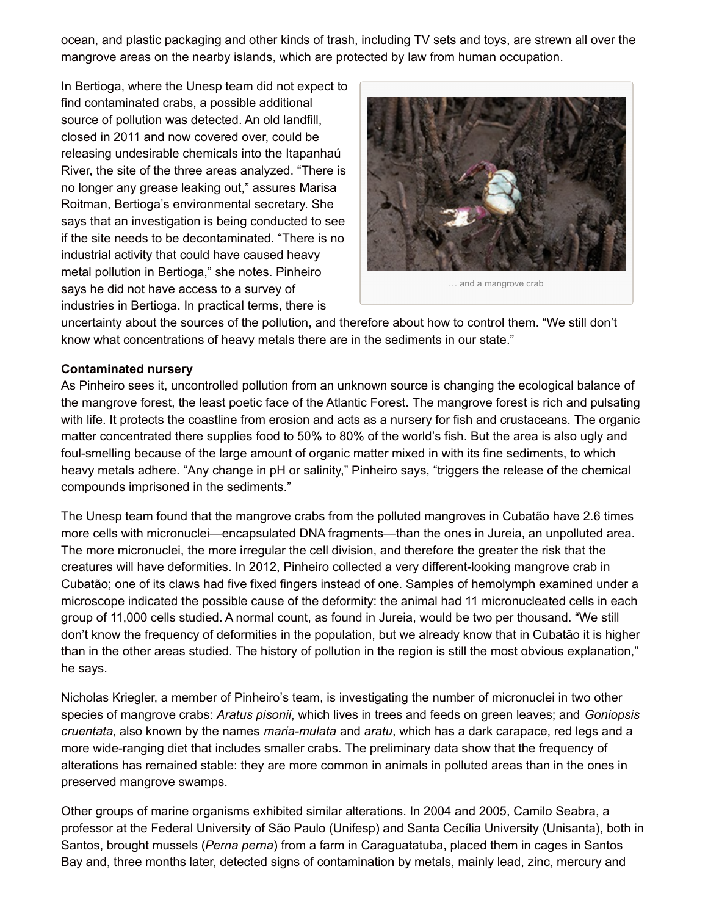ocean, and plastic packaging and other kinds of trash, including TV sets and toys, are strewn all over the mangrove areas on the nearby islands, which are protected by law from human occupation.

In Bertioga, where the Unesp team did not expect to find contaminated crabs, a possible additional source of pollution was detected. An old landfill, closed in 2011 and now covered over, could be releasing undesirable chemicals into the Itapanhaú River, the site of the three areas analyzed. "There is no longer any grease leaking out," assures Marisa Roitman, Bertioga's environmental secretary. She says that an investigation is being conducted to see if the site needs to be decontaminated. "There is no industrial activity that could have caused heavy metal pollution in Bertioga," she notes. Pinheiro says he did not have access to a survey of industries in Bertioga. In practical terms, there is uncertainty about the sources of the pollution, and therefore about how to control them. "We still don't know what concentrations of heavy metals there are in the sediments in our state."

… and a mangrove crab

**Contaminated nursery**

As Pinheiro sees it, uncontrolled pollution from an unknown source is changing the ecological balance of the mangrove forest, the least poetic face of the Atlantic Forest. The mangrove forest is rich and pulsating with life. It protects the coastline from erosion and acts as a nursery for fish and crustaceans. The organic matter concentrated there supplies food to 50% to 80% of the world's fish. But the area is also ugly and foul-smelling because of the large amount of organic matter mixed in with its fine sediments, to which heavy metals adhere. "Any change in pH or salinity," Pinheiro says, "triggers the release of the chemical compounds imprisoned in the sediments."

The Unesp team found that the mangrove crabs from the polluted mangroves in Cubatão have 2.6 times more cells with micronuclei—encapsulated DNA fragments—than the ones in Jureia, an unpolluted area. The more micronuclei, the more irregular the cell division, and therefore the greater the risk that the creatures will have deformities. In 2012, Pinheiro collected a very different-looking mangrove crab in Cubatão; one of its claws had five fixed fingers instead of one. Samples of hemolymph examined under a microscope indicated the possible cause of the deformity: the animal had 11 micronucleated cells in each group of 11,000 cells studied. A normal count, as found in Jureia, would be two per thousand. "We still don't know the frequency of deformities in the population, but we already know that in Cubatão it is higher than in the other areas studied. The history of pollution in the region is still the most obvious explanation," he says.

Nicholas Kriegler, a member of Pinheiro's team, is investigating the number of micronuclei in two other species of mangrove crabs: *Aratus pisonii*, which lives in trees and feeds on green leaves; and *Goniopsis cruentata*, also known by the names *maria-mulata* and *aratu*, which has a dark carapace, red legs and a more wide-ranging diet that includes smaller crabs. The preliminary data show that the frequency of alterations has remained stable: they are more common in animals in polluted areas than in the ones in preserved mangrove swamps.

Other groups of marine organisms exhibited similar alterations. In 2004 and 2005, Camilo Seabra, a professor at the Federal University of São Paulo (Unifesp) and Santa Cecília University (Unisanta), both in Santos, brought mussels (*Perna perna*) from a farm in Caraguatatuba, placed them in cages in Santos Bay and, three months later, detected signs of contamination by metals, mainly lead, zinc, mercury and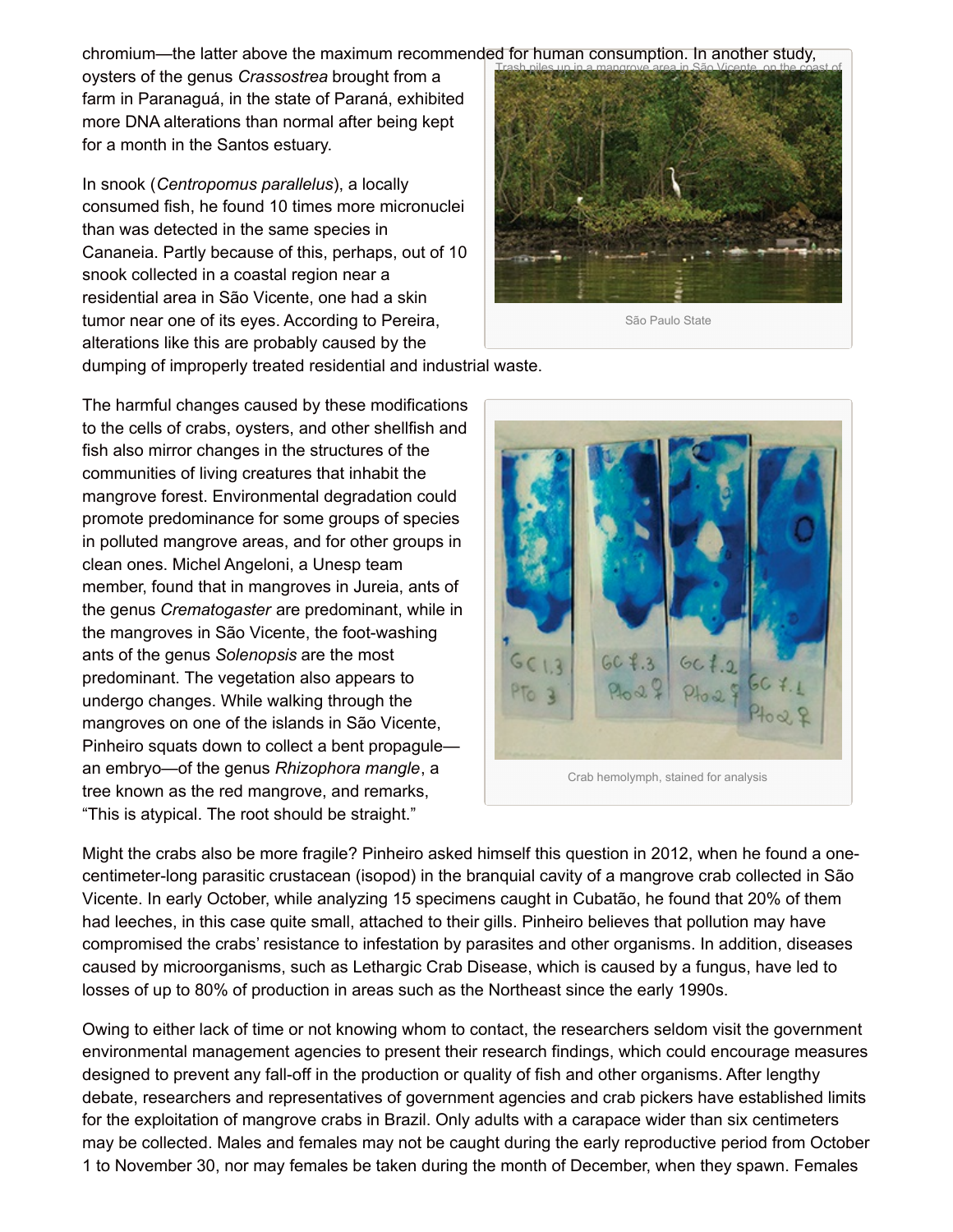chromium—the latter above the maximum recommended for human consumption. In another study, oysters of the genus *Crassostrea* brought from a farm in Paranaguá, in the state of Paraná, exhibited more DNA alterations than normal after being kept for a month in the Santos estuary.

In snook (*Centropomus parallelus*), a locally consumed fish, he found 10 times more micronuclei than was detected in the same species in Cananeia. Partly because of this, perhaps, out of 10 snook collected in a coastal region near a residential area in São Vicente, one had a skin tumor near one of its eyes. According to Pereira, alterations like this are probably caused by the dumping of improperly treated residential and industrial waste.

Trash piles up in a mangrove area in São Vicente, on the coast of São Paulo State

The harmful changes caused by these modifications to the cells of crabs, oysters, and other shellfish and fish also mirror changes in the structures of the communities of living creatures that inhabit the mangrove forest. Environmental degradation could promote predominance for some groups of species in polluted mangrove areas, and for other groups in clean ones. Michel Angeloni, a Unesp team member, found that in mangroves in Jureia, ants of the genus *Crematogaster* are predominant, while in the mangroves in São Vicente, the foot-washing ants of the genus *Solenopsis* are the most predominant. The vegetation also appears to undergo changes. While walking through the mangroves on one of the islands in São Vicente, Pinheiro squats down to collect a bent propagule—an embryo—of the genus *Rhizophora mangle*, a tree known as the red mangrove, and remarks, "This is atypical. The root should be straight."

Crab hemolymph, stained for analysis

Might the crabs also be more fragile? Pinheiro asked himself this question in 2012, when he found a one-centimeter-long parasitic crustacean (isopod) in the branquial cavity of a mangrove crab collected in São Vicente. In early October, while analyzing 15 specimens caught in Cubatão, he found that 20% of them had leeches, in this case quite small, attached to their gills. Pinheiro believes that pollution may have compromised the crabs' resistance to infestation by parasites and other organisms. In addition, diseases caused by microorganisms, such as Lethargic Crab Disease, which is caused by a fungus, have led to losses of up to 80% of production in areas such as the Northeast since the early 1990s.

Owing to either lack of time or not knowing whom to contact, the researchers seldom visit the government environmental management agencies to present their research findings, which could encourage measures designed to prevent any fall-off in the production or quality of fish and other organisms. After lengthy debate, researchers and representatives of government agencies and crab pickers have established limits for the exploitation of mangrove crabs in Brazil. Only adults with a carapace wider than six centimeters may be collected. Males and females may not be caught during the early reproductive period from October 1 to November 30, nor may females be taken during the month of December, when they spawn. Females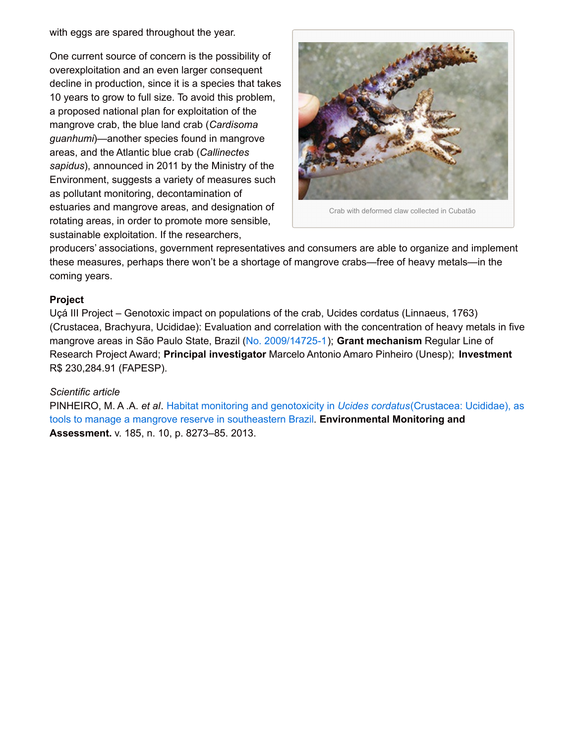with eggs are spared throughout the year.

One current source of concern is the possibility of overexploitation and an even larger consequent decline in production, since it is a species that takes 10 years to grow to full size. To avoid this problem, a proposed national plan for exploitation of the mangrove crab, the blue land crab (*Cardisoma guanhumi*)—another species found in mangrove areas, and the Atlantic blue crab (*Callinectes sapidus*), announced in 2011 by the Ministry of the Environment, suggests a variety of measures such as pollutant monitoring, decontamination of estuaries and mangrove areas, and designation of rotating areas, in order to promote more sensible, sustainable exploitation. If the researchers, producers' associations, government representatives and consumers are able to organize and implement these measures, perhaps there won't be a shortage of mangrove crabs—free of heavy metals—in the coming years.

Crab with deformed claw collected in Cubatão

**Project**
Uçá III Project – Genotoxic impact on populations of the crab, Ucides cordatus (Linnaeus, 1763) (Crustacea, Brachyura, Ucididae): Evaluation and correlation with the concentration of heavy metals in five mangrove areas in São Paulo State, Brazil (No. 2009/14725-1); **Grant mechanism** Regular Line of Research Project Award; **Principal investigator** Marcelo Antonio Amaro Pinheiro (Unesp); **Investment** R$ 230,284.91 (FAPESP).

*Scientific article*
PINHEIRO, M. A .A. *et al*. Habitat monitoring and genotoxicity in *Ucides cordatus*(Crustacea: Ucididae), as tools to manage a mangrove reserve in southeastern Brazil. **Environmental Monitoring and Assessment.** v. 185, n. 10, p. 8273–85. 2013.